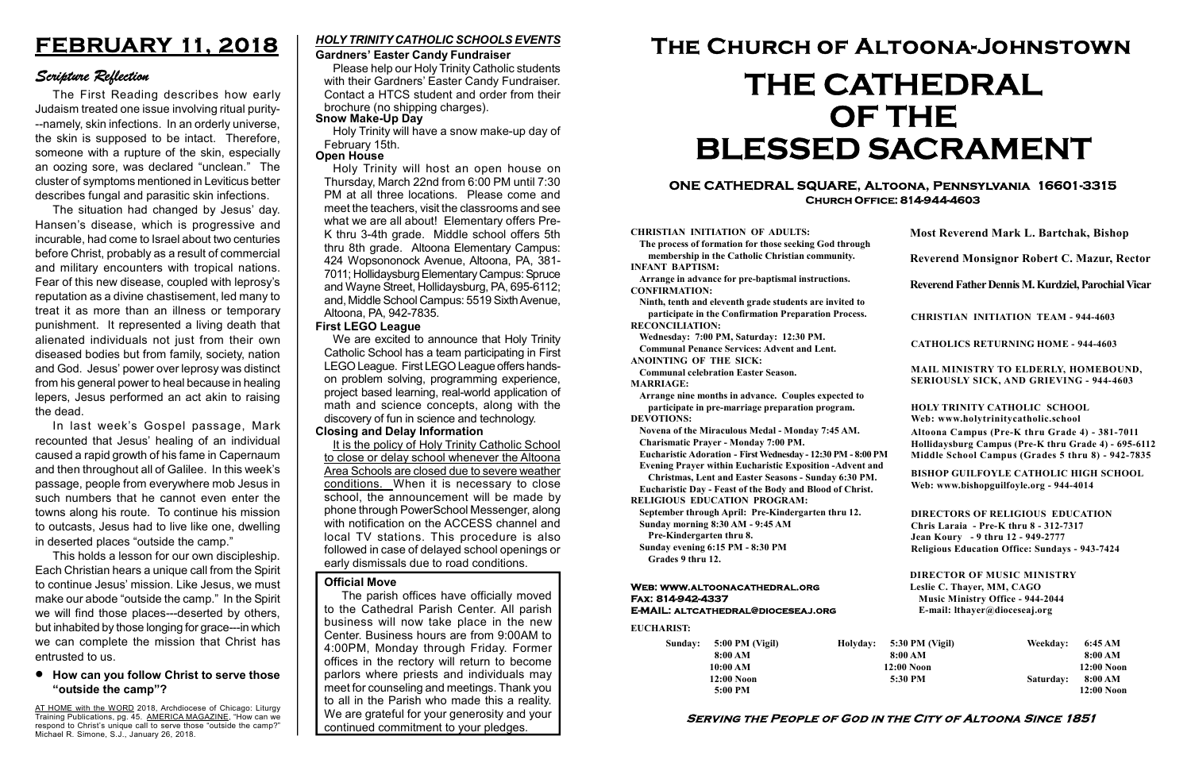# FEBRUARY 11, 2018

## Scripture Reflection

The First Reading describes how early Judaism treated one issue involving ritual purity---namely, skin infections. In an orderly universe, the skin is supposed to be intact. Therefore, someone with a rupture of the skin, especially an oozing sore, was declared "unclean." The cluster of symptoms mentioned in Leviticus better describes fungal and parasitic skin infections.

The situation had changed by Jesus' day. Hansen's disease, which is progressive and incurable, had come to Israel about two centuries before Christ, probably as a result of commercial and military encounters with tropical nations. Fear of this new disease, coupled with leprosy's reputation as a divine chastisement, led many to treat it as more than an illness or temporary punishment. It represented a living death that alienated individuals not just from their own diseased bodies but from family, society, nation and God. Jesus' power over leprosy was distinct from his general power to heal because in healing lepers, Jesus performed an act akin to raising the dead.

In last week's Gospel passage, Mark recounted that Jesus' healing of an individual caused a rapid growth of his fame in Capernaum and then throughout all of Galilee. In this week's passage, people from everywhere mob Jesus in such numbers that he cannot even enter the towns along his route. To continue his mission to outcasts, Jesus had to live like one, dwelling in deserted places "outside the camp."

This holds a lesson for our own discipleship. Each Christian hears a unique call from the Spirit to continue Jesus' mission. Like Jesus, we must make our abode "outside the camp." In the Spirit we will find those places---deserted by others, but inhabited by those longing for grace---in which we can complete the mission that Christ has entrusted to us.

- **How can you follow Christ to serve those "outside the camp"?**

AT HOME with the WORD 2018, Archdiocese of Chicago: Liturgy Training Publications, pg. 45. AMERICA MAGAZINE, "How can we respond to Christ's unique call to serve those "outside the camp?" Michael R. Simone, S.J., January 26, 2018.

## HOLY TRINITY CATHOLIC SCHOOLS EVENTS

### Gardners' Easter Candy Fundraiser

Please help our Holy Trinity Catholic students with their Gardners' Easter Candy Fundraiser. Contact a HTCS student and order from their brochure (no shipping charges).

### Snow Make-Up Day

Holy Trinity will have a snow make-up day of February 15th.

### Open House

Holy Trinity will host an open house on Thursday, March 22nd from 6:00 PM until 7:30 PM at all three locations. Please come and meet the teachers, visit the classrooms and see what we are all about! Elementary offers Pre-K thru 3-4th grade. Middle school offers 5th thru 8th grade. Altoona Elementary Campus: 424 Wopsononock Avenue, Altoona, PA, 381-7011; Hollidaysburg Elementary Campus: Spruce and Wayne Street, Hollidaysburg, PA, 695-6112; and, Middle School Campus: 5519 Sixth Avenue, Altoona, PA, 942-7835.

### First LEGO League

We are excited to announce that Holy Trinity Catholic School has a team participating in First LEGO League. First LEGO League offers hands-on problem solving, programming experience, project based learning, real-world application of math and science concepts, along with the discovery of fun in science and technology.

### Closing and Delay Information

It is the policy of Holy Trinity Catholic School to close or delay school whenever the Altoona Area Schools are closed due to severe weather conditions. When it is necessary to close school, the announcement will be made by phone through PowerSchool Messenger, along with notification on the ACCESS channel and local TV stations. This procedure is also followed in case of delayed school openings or early dismissals due to road conditions.

### Official Move

The parish offices have officially moved to the Cathedral Parish Center. All parish business will now take place in the new Center. Business hours are from 9:00AM to 4:00PM, Monday through Friday. Former offices in the rectory will return to become parlors where priests and individuals may meet for counseling and meetings. Thank you to all in the Parish who made this a reality. We are grateful for your generosity and your continued commitment to your pledges.

# The Church of Altoona-Johnstown

# THE CATHEDRAL OF THE BLESSED SACRAMENT

**ONE CATHEDRAL SQUARE, Altoona, Pennsylvania 16601-3315**
**Church Office: 814-944-4603**

**CHRISTIAN INITIATION OF ADULTS:**
The process of formation for those seeking God through membership in the Catholic Christian community.
**INFANT BAPTISM:**
Arrange in advance for pre-baptismal instructions.
**CONFIRMATION:**
Ninth, tenth and eleventh grade students are invited to participate in the Confirmation Preparation Process.
**RECONCILIATION:**
Wednesday: 7:00 PM, Saturday: 12:30 PM.
Communal Penance Services: Advent and Lent.
**ANOINTING OF THE SICK:**
Communal celebration Easter Season.
**MARRIAGE:**
Arrange nine months in advance. Couples expected to participate in pre-marriage preparation program.
**DEVOTIONS:**
Novena of the Miraculous Medal - Monday 7:45 AM.
Charismatic Prayer - Monday 7:00 PM.
Eucharistic Adoration - First Wednesday - 12:30 PM - 8:00 PM
Evening Prayer within Eucharistic Exposition -Advent and Christmas, Lent and Easter Seasons - Sunday 6:30 PM.
Eucharistic Day - Feast of the Body and Blood of Christ.
**RELIGIOUS EDUCATION PROGRAM:**
September through April: Pre-Kindergarten thru 12.
Sunday morning 8:30 AM - 9:45 AM
Pre-Kindergarten thru 8.
Sunday evening 6:15 PM - 8:30 PM
Grades 9 thru 12.

**Most Reverend Mark L. Bartchak, Bishop**

**Reverend Monsignor Robert C. Mazur, Rector**

**Reverend Father Dennis M. Kurdziel, Parochial Vicar**

**CHRISTIAN INITIATION TEAM - 944-4603**

**CATHOLICS RETURNING HOME - 944-4603**

**MAIL MINISTRY TO ELDERLY, HOMEBOUND, SERIOUSLY SICK, AND GRIEVING - 944-4603**

**HOLY TRINITY CATHOLIC SCHOOL**
Web: www.holytrinitycatholic.school
Altoona Campus (Pre-K thru Grade 4) - 381-7011
Hollidaysburg Campus (Pre-K thru Grade 4) - 695-6112
Middle School Campus (Grades 5 thru 8) - 942-7835

**BISHOP GUILFOYLE CATHOLIC HIGH SCHOOL**
Web: www.bishopguilfoyle.org - 944-4014

**DIRECTORS OF RELIGIOUS EDUCATION**
Chris Laraia - Pre-K thru 8 - 312-7317
Jean Koury - 9 thru 12 - 949-2777
Religious Education Office: Sundays - 943-7424

**DIRECTOR OF MUSIC MINISTRY**
Leslie C. Thayer, MM, CAGO
Music Ministry Office - 944-2044
E-mail: lthayer@dioceseaj.org

**Web: www.altoonacathedral.org**
**Fax: 814-942-4337**
**E-MAIL: altcathedral@dioceseaj.org**

**EUCHARIST:**

| Sunday: | | Holyday: | | Weekday: | |
|---|---|---|---|---|---|
| | 5:00 PM (Vigil) | | 5:30 PM (Vigil) | | 6:45 AM |
| | 8:00 AM | | 8:00 AM | | 8:00 AM |
| | 10:00 AM | | 12:00 Noon | | 12:00 Noon |
| | 12:00 Noon | | 5:30 PM | Saturday: | 8:00 AM |
| | 5:00 PM | | | | 12:00 Noon |

**Serving the People of God in the City of Altoona Since 1851**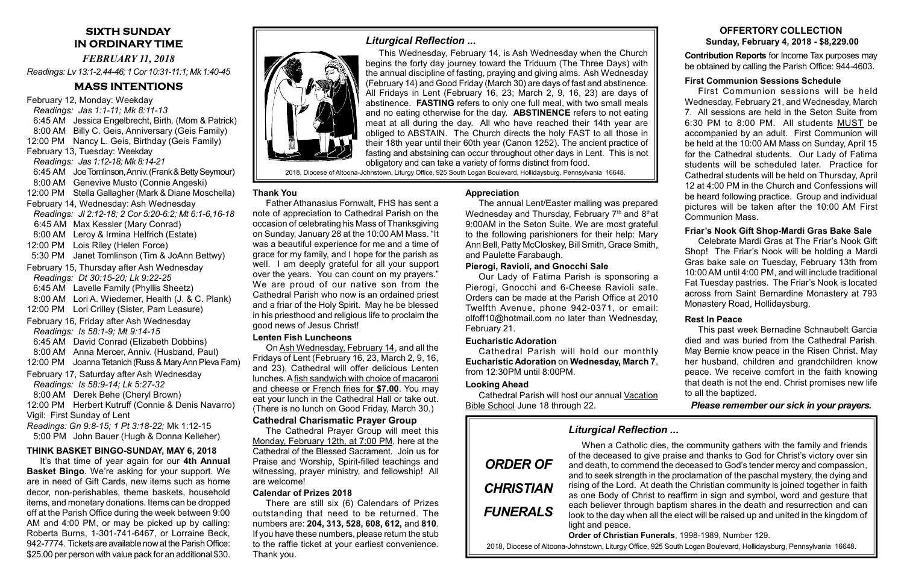## SIXTH SUNDAY IN ORDINARY TIME

*FEBRUARY 11, 2018*

*Readings: Lv 13:1-2,44-46; 1 Cor 10:31-11:1; Mk 1:40-45*

## MASS INTENTIONS

February 12, Monday: Weekday
*Readings: Jas 1:1-11; Mk 8:11-13*
6:45 AM Jessica Engelbrecht, Birth. (Mom & Patrick)
8:00 AM Billy C. Geis, Anniversary (Geis Family)
12:00 PM Nancy L. Geis, Birthday (Geis Family)

February 13, Tuesday: Weekday
*Readings: Jas 1:12-18; Mk 8:14-21*
6:45 AM Joe Tomlinson, Anniv. (Frank & Betty Seymour)
8:00 AM Genevive Musto (Connie Angeski)
12:00 PM Stella Gallagher (Mark & Diane Moschella)

February 14, Wednesday: Ash Wednesday
*Readings: Jl 2:12-18; 2 Cor 5:20-6:2; Mt 6:1-6,16-18*
6:45 AM Max Kessler (Mary Conrad)
8:00 AM Leroy & Irmina Helfrich (Estate)
12:00 PM Lois Riley (Helen Force)
5:30 PM Janet Tomlinson (Tim & JoAnn Bettwy)

February 15, Thursday after Ash Wednesday
*Readings: Dt 30:15-20; Lk 9:22-25*
6:45 AM Lavelle Family (Phyllis Sheetz)
8:00 AM Lori A. Wiedemer, Health (J. & C. Plank)
12:00 PM Lori Crilley (Sister, Pam Leasure)

February 16, Friday after Ash Wednesday
*Readings: Is 58:1-9; Mt 9:14-15*
6:45 AM David Conrad (Elizabeth Dobbins)
8:00 AM Anna Mercer, Anniv. (Husband, Paul)
12:00 PM Joanna Tetanich (Russ & Mary Ann Pleva Fam)

February 17, Saturday after Ash Wednesday
*Readings: Is 58:9-14; Lk 5:27-32*
8:00 AM Derek Behe (Cheryl Brown)
12:00 PM Herbert Kutruff (Connie & Denis Navarro)

Vigil: First Sunday of Lent
*Readings: Gn 9:8-15; 1 Pt 3:18-22;* Mk 1:12-15
5:00 PM John Bauer (Hugh & Donna Kelleher)

### THINK BASKET BINGO-SUNDAY, MAY 6, 2018

It's that time of year again for our **4th Annual Basket Bingo**. We're asking for your support. We are in need of Gift Cards, new items such as home decor, non-perishables, theme baskets, household items, and monetary donations. Items can be dropped off at the Parish Office during the week between 9:00 AM and 4:00 PM, or may be picked up by calling: Roberta Burns, 1-301-741-6467, or Lorraine Beck, 942-7774. Tickets are available now at the Parish Office: $25.00 per person with value pack for an additional $30.

### *Liturgical Reflection ...*

This Wednesday, February 14, is Ash Wednesday when the Church begins the forty day journey toward the Triduum (The Three Days) with the annual discipline of fasting, praying and giving alms. Ash Wednesday (February 14) and Good Friday (March 30) are days of fast and abstinence. All Fridays in Lent (February 16, 23; March 2, 9, 16, 23) are days of abstinence. **FASTING** refers to only one full meal, with two small meals and no eating otherwise for the day. **ABSTINENCE** refers to not eating meat at all during the day. All who have reached their 14th year are obliged to ABSTAIN. The Church directs the holy FAST to all those in their 18th year until their 60th year (Canon 1252). The ancient practice of fasting and abstaining can occur throughout other days in Lent. This is not obligatory and can take a variety of forms distinct from food.

2018, Diocese of Altoona-Johnstown, Liturgy Office, 925 South Logan Boulevard, Hollidaysburg, Pennsylvania 16648.

### Thank You

Father Athanasius Fornwalt, FHS has sent a note of appreciation to Cathedral Parish on the occasion of celebrating his Mass of Thanksgiving on Sunday, January 28 at the 10:00 AM Mass. "It was a beautiful experience for me and a time of grace for my family, and I hope for the parish as well. I am deeply grateful for all your support over the years. You can count on my prayers." We are proud of our native son from the Cathedral Parish who now is an ordained priest and a friar of the Holy Spirit. May he be blessed in his priesthood and religious life to proclaim the good news of Jesus Christ!

### Lenten Fish Luncheons

On Ash Wednesday, February 14, and all the Fridays of Lent (February 16, 23, March 2, 9, 16, and 23), Cathedral will offer delicious Lenten lunches. A fish sandwich with choice of macaroni and cheese or French fries for **$7.00**. You may eat your lunch in the Cathedral Hall or take out. (There is no lunch on Good Friday, March 30.)

### Cathedral Charismatic Prayer Group

The Cathedral Prayer Group will meet this Monday, February 12th, at 7:00 PM, here at the Cathedral of the Blessed Sacrament. Join us for Praise and Worship, Spirit-filled teachings and witnessing, prayer ministry, and fellowship! All are welcome!

### Calendar of Prizes 2018

There are still six (6) Calendars of Prizes outstanding that need to be returned. The numbers are: **204, 313, 528, 608, 612,** and **810**. If you have these numbers, please return the stub to the raffle ticket at your earliest convenience. Thank you.

### Appreciation

The annual Lent/Easter mailing was prepared Wednesday and Thursday, February 7th and 8th at 9:00AM in the Seton Suite. We are most grateful to the following parishioners for their help: Mary Ann Bell, Patty McCloskey, Bill Smith, Grace Smith, and Paulette Farabaugh.

### Pierogi, Ravioli, and Gnocchi Sale

Our Lady of Fatima Parish is sponsoring a Pierogi, Gnocchi and 6-Cheese Ravioli sale. Orders can be made at the Parish Office at 2010 Twelfth Avenue, phone 942-0371, or email: olfoff10@hotmail.com no later than Wednesday, February 21.

### Eucharistic Adoration

Cathedral Parish will hold our monthly **Eucharistic Adoration** on **Wednesday, March 7**, from 12:30PM until 8:00PM.

### Looking Ahead

Cathedral Parish will host our annual Vacation Bible School June 18 through 22.

### OFFERTORY COLLECTION
**Sunday, February 4, 2018 - $8,229.00**

**Contribution Reports** for Income Tax purposes may be obtained by calling the Parish Office: 944-4603.

### First Communion Sessions Schedule

First Communion sessions will be held Wednesday, February 21, and Wednesday, March 7. All sessions are held in the Seton Suite from 6:30 PM to 8:00 PM. All students MUST be accompanied by an adult. First Communion will be held at the 10:00 AM Mass on Sunday, April 15 for the Cathedral students. Our Lady of Fatima students will be scheduled later. Practice for Cathedral students will be held on Thursday, April 12 at 4:00 PM in the Church and Confessions will be heard following practice. Group and individual pictures will be taken after the 10:00 AM First Communion Mass.

### Friar's Nook Gift Shop-Mardi Gras Bake Sale

Celebrate Mardi Gras at The Friar's Nook Gift Shop! The Friar's Nook will be holding a Mardi Gras bake sale on Tuesday, February 13th from 10:00 AM until 4:00 PM, and will include traditional Fat Tuesday pastries. The Friar's Nook is located across from Saint Bernardine Monastery at 793 Monastery Road, Hollidaysburg.

### Rest In Peace

This past week Bernadine Schnaubelt Garcia died and was buried from the Cathedral Parish. May Bernie know peace in the Risen Christ. May her husband, children and grandchildren know peace. We receive comfort in the faith knowing that death is not the end. Christ promises new life to all the baptized.

***Please remember our sick in your prayers.***

### *Liturgical Reflection ...*

***ORDER OF CHRISTIAN FUNERALS***

When a Catholic dies, the community gathers with the family and friends of the deceased to give praise and thanks to God for Christ's victory over sin and death, to commend the deceased to God's tender mercy and compassion, and to seek strength in the proclamation of the paschal mystery, the dying and rising of the Lord. At death the Christian community is joined together in faith as one Body of Christ to reaffirm in sign and symbol, word and gesture that each believer through baptism shares in the death and resurrection and can look to the day when all the elect will be raised up and united in the kingdom of light and peace.

**Order of Christian Funerals**, 1998-1989, Number 129.

2018, Diocese of Altoona-Johnstown, Liturgy Office, 925 South Logan Boulevard, Hollidaysburg, Pennsylvania 16648.